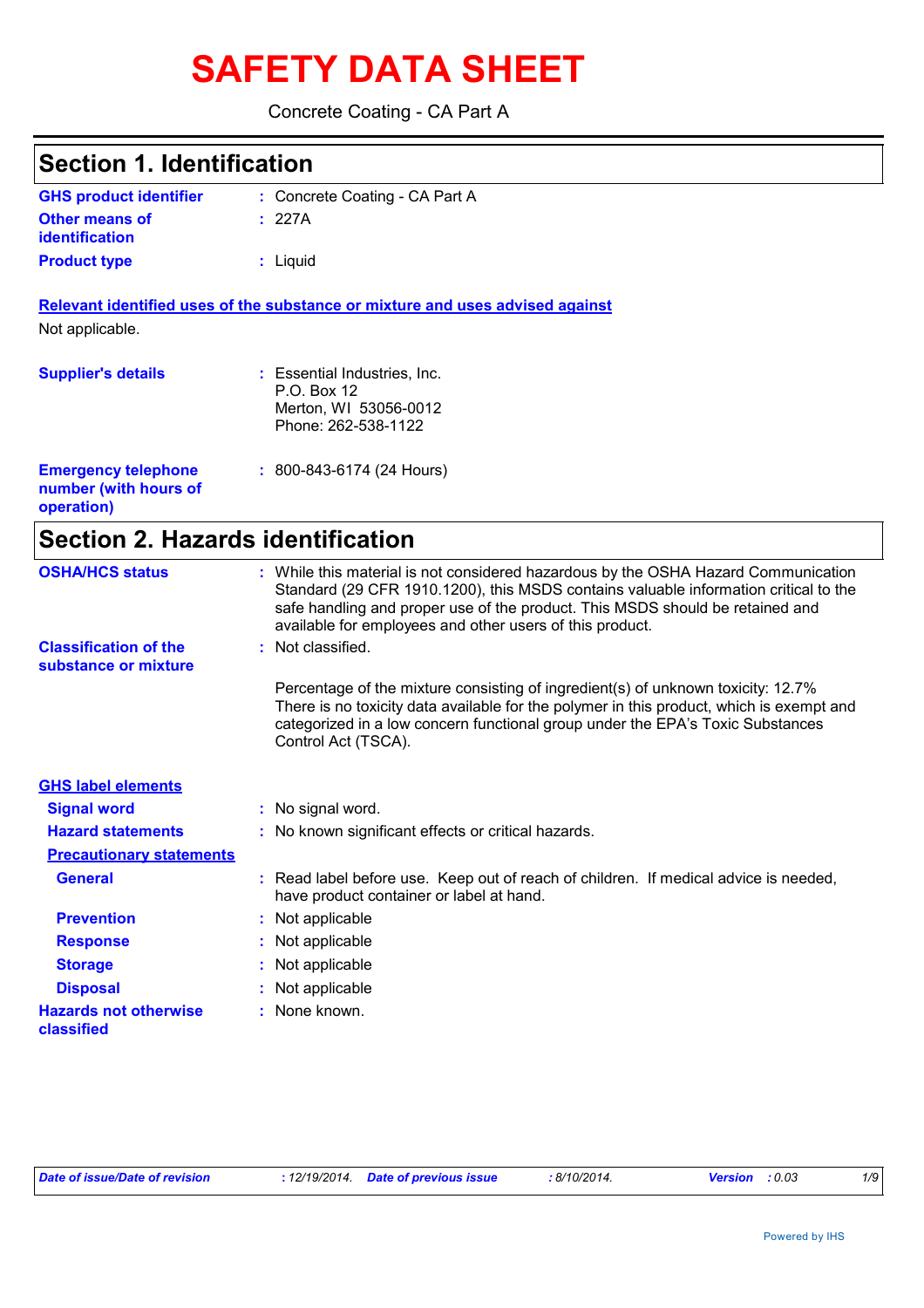# SAFETY DATA SHEET

Concrete Coating - CA Part A

## Section 1. Identification

**GHS product identifier** : Concrete Coating - CA Part A

**Other means of identification** : 227A

**Product type** : Liquid

**Relevant identified uses of the substance or mixture and uses advised against**

Not applicable.

**Supplier's details** : Essential Industries, Inc.
P.O. Box 12
Merton, WI 53056-0012
Phone: 262-538-1122

**Emergency telephone number (with hours of operation)** : 800-843-6174 (24 Hours)

## Section 2. Hazards identification

**OSHA/HCS status** : While this material is not considered hazardous by the OSHA Hazard Communication Standard (29 CFR 1910.1200), this MSDS contains valuable information critical to the safe handling and proper use of the product. This MSDS should be retained and available for employees and other users of this product.

**Classification of the substance or mixture** : Not classified.

Percentage of the mixture consisting of ingredient(s) of unknown toxicity: 12.7%
There is no toxicity data available for the polymer in this product, which is exempt and categorized in a low concern functional group under the EPA's Toxic Substances Control Act (TSCA).

**GHS label elements**

**Signal word** : No signal word.

**Hazard statements** : No known significant effects or critical hazards.

**Precautionary statements**

**General** : Read label before use. Keep out of reach of children. If medical advice is needed, have product container or label at hand.

**Prevention** : Not applicable

**Response** : Not applicable

**Storage** : Not applicable

**Disposal** : Not applicable

**Hazards not otherwise classified** : None known.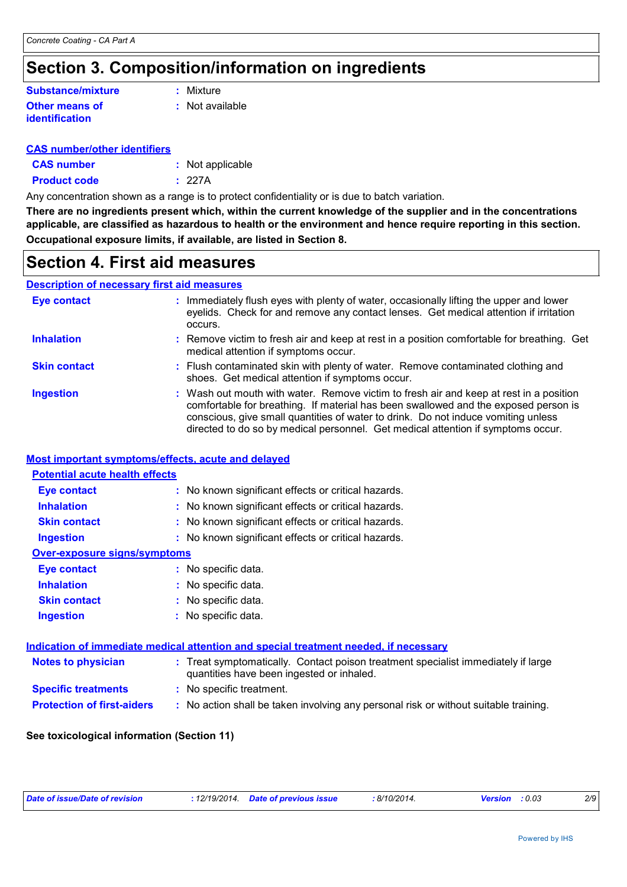# Section 3. Composition/information on ingredients

| | |
|---|---|
| **Substance/mixture** | : Mixture |
| **Other means of identification** | : Not available |

**CAS number/other identifiers**

| | |
|---|---|
| **CAS number** | : Not applicable |
| **Product code** | : 227A |

Any concentration shown as a range is to protect confidentiality or is due to batch variation.

**There are no ingredients present which, within the current knowledge of the supplier and in the concentrations applicable, are classified as hazardous to health or the environment and hence require reporting in this section.**

**Occupational exposure limits, if available, are listed in Section 8.**

# Section 4. First aid measures

**Description of necessary first aid measures**

| | |
|---|---|
| **Eye contact** | : Immediately flush eyes with plenty of water, occasionally lifting the upper and lower eyelids. Check for and remove any contact lenses. Get medical attention if irritation occurs. |
| **Inhalation** | : Remove victim to fresh air and keep at rest in a position comfortable for breathing. Get medical attention if symptoms occur. |
| **Skin contact** | : Flush contaminated skin with plenty of water. Remove contaminated clothing and shoes. Get medical attention if symptoms occur. |
| **Ingestion** | : Wash out mouth with water. Remove victim to fresh air and keep at rest in a position comfortable for breathing. If material has been swallowed and the exposed person is conscious, give small quantities of water to drink. Do not induce vomiting unless directed to do so by medical personnel. Get medical attention if symptoms occur. |

**Most important symptoms/effects, acute and delayed**

**Potential acute health effects**

| | |
|---|---|
| **Eye contact** | : No known significant effects or critical hazards. |
| **Inhalation** | : No known significant effects or critical hazards. |
| **Skin contact** | : No known significant effects or critical hazards. |
| **Ingestion** | : No known significant effects or critical hazards. |

**Over-exposure signs/symptoms**

| | |
|---|---|
| **Eye contact** | : No specific data. |
| **Inhalation** | : No specific data. |
| **Skin contact** | : No specific data. |
| **Ingestion** | : No specific data. |

**Indication of immediate medical attention and special treatment needed, if necessary**

| | |
|---|---|
| **Notes to physician** | : Treat symptomatically. Contact poison treatment specialist immediately if large quantities have been ingested or inhaled. |
| **Specific treatments** | : No specific treatment. |
| **Protection of first-aiders** | : No action shall be taken involving any personal risk or without suitable training. |

**See toxicological information (Section 11)**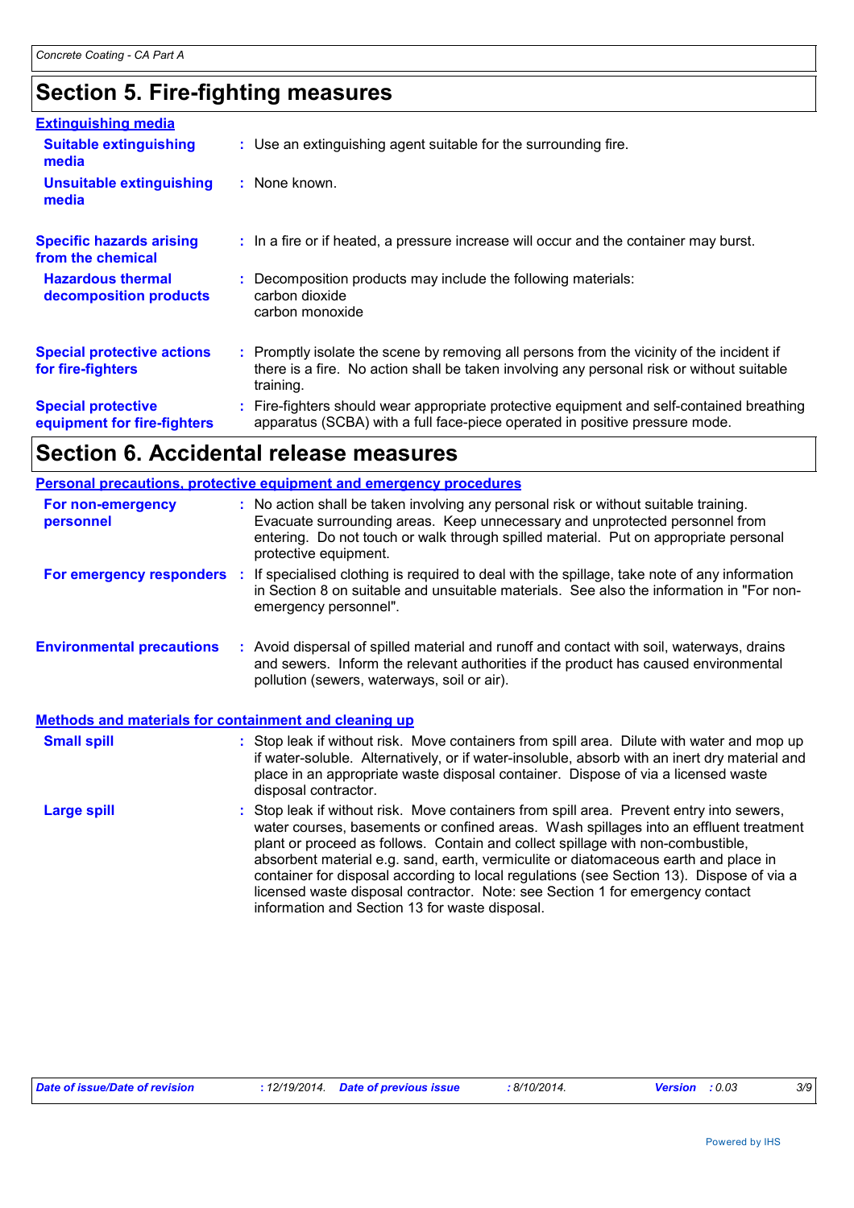# Section 5. Fire-fighting measures

## Extinguishing media

**Suitable extinguishing media** : Use an extinguishing agent suitable for the surrounding fire.

**Unsuitable extinguishing media** : None known.

**Specific hazards arising from the chemical** : In a fire or if heated, a pressure increase will occur and the container may burst.

**Hazardous thermal decomposition products** : Decomposition products may include the following materials:
carbon dioxide
carbon monoxide

**Special protective actions for fire-fighters** : Promptly isolate the scene by removing all persons from the vicinity of the incident if there is a fire. No action shall be taken involving any personal risk or without suitable training.

**Special protective equipment for fire-fighters** : Fire-fighters should wear appropriate protective equipment and self-contained breathing apparatus (SCBA) with a full face-piece operated in positive pressure mode.

# Section 6. Accidental release measures

## Personal precautions, protective equipment and emergency procedures

**For non-emergency personnel** : No action shall be taken involving any personal risk or without suitable training. Evacuate surrounding areas. Keep unnecessary and unprotected personnel from entering. Do not touch or walk through spilled material. Put on appropriate personal protective equipment.

**For emergency responders** : If specialised clothing is required to deal with the spillage, take note of any information in Section 8 on suitable and unsuitable materials. See also the information in "For non-emergency personnel".

**Environmental precautions** : Avoid dispersal of spilled material and runoff and contact with soil, waterways, drains and sewers. Inform the relevant authorities if the product has caused environmental pollution (sewers, waterways, soil or air).

## Methods and materials for containment and cleaning up

**Small spill** : Stop leak if without risk. Move containers from spill area. Dilute with water and mop up if water-soluble. Alternatively, or if water-insoluble, absorb with an inert dry material and place in an appropriate waste disposal container. Dispose of via a licensed waste disposal contractor.

**Large spill** : Stop leak if without risk. Move containers from spill area. Prevent entry into sewers, water courses, basements or confined areas. Wash spillages into an effluent treatment plant or proceed as follows. Contain and collect spillage with non-combustible, absorbent material e.g. sand, earth, vermiculite or diatomaceous earth and place in container for disposal according to local regulations (see Section 13). Dispose of via a licensed waste disposal contractor. Note: see Section 1 for emergency contact information and Section 13 for waste disposal.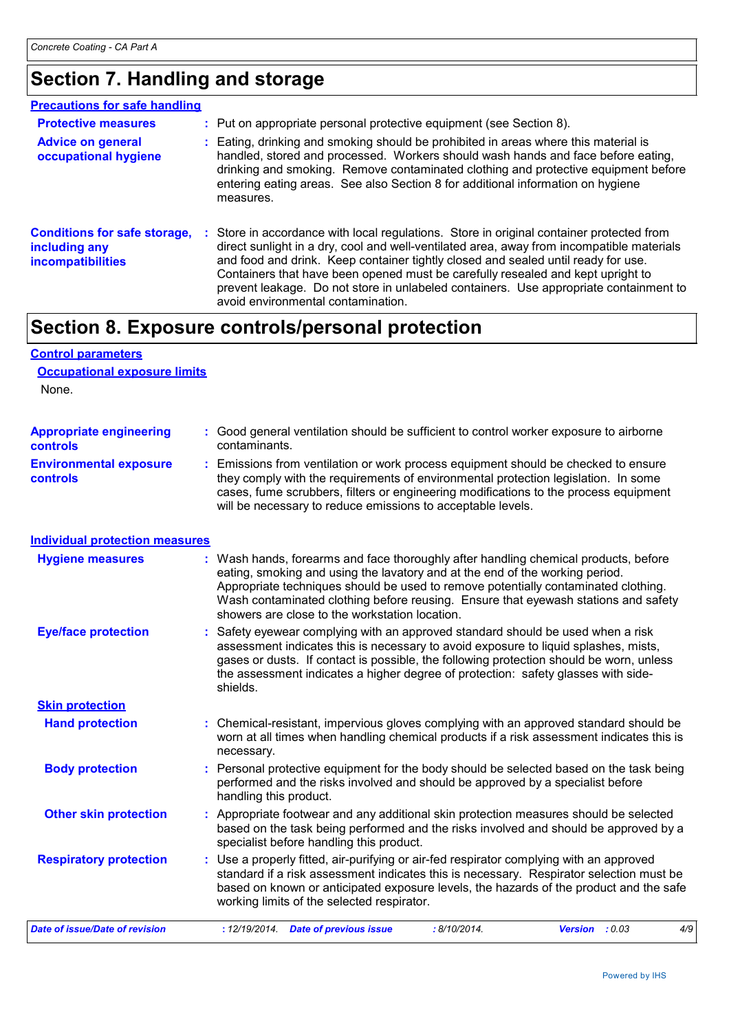# Section 7. Handling and storage

## Precautions for safe handling

**Protective measures** : Put on appropriate personal protective equipment (see Section 8).

**Advice on general occupational hygiene** : Eating, drinking and smoking should be prohibited in areas where this material is handled, stored and processed. Workers should wash hands and face before eating, drinking and smoking. Remove contaminated clothing and protective equipment before entering eating areas. See also Section 8 for additional information on hygiene measures.

**Conditions for safe storage, including any incompatibilities** : Store in accordance with local regulations. Store in original container protected from direct sunlight in a dry, cool and well-ventilated area, away from incompatible materials and food and drink. Keep container tightly closed and sealed until ready for use. Containers that have been opened must be carefully resealed and kept upright to prevent leakage. Do not store in unlabeled containers. Use appropriate containment to avoid environmental contamination.

# Section 8. Exposure controls/personal protection

## Control parameters

### Occupational exposure limits

None.

**Appropriate engineering controls** : Good general ventilation should be sufficient to control worker exposure to airborne contaminants.

**Environmental exposure controls** : Emissions from ventilation or work process equipment should be checked to ensure they comply with the requirements of environmental protection legislation. In some cases, fume scrubbers, filters or engineering modifications to the process equipment will be necessary to reduce emissions to acceptable levels.

## Individual protection measures

**Hygiene measures** : Wash hands, forearms and face thoroughly after handling chemical products, before eating, smoking and using the lavatory and at the end of the working period. Appropriate techniques should be used to remove potentially contaminated clothing. Wash contaminated clothing before reusing. Ensure that eyewash stations and safety showers are close to the workstation location.

**Eye/face protection** : Safety eyewear complying with an approved standard should be used when a risk assessment indicates this is necessary to avoid exposure to liquid splashes, mists, gases or dusts. If contact is possible, the following protection should be worn, unless the assessment indicates a higher degree of protection: safety glasses with side-shields.

### Skin protection

**Hand protection** : Chemical-resistant, impervious gloves complying with an approved standard should be worn at all times when handling chemical products if a risk assessment indicates this is necessary.

**Body protection** : Personal protective equipment for the body should be selected based on the task being performed and the risks involved and should be approved by a specialist before handling this product.

**Other skin protection** : Appropriate footwear and any additional skin protection measures should be selected based on the task being performed and the risks involved and should be approved by a specialist before handling this product.

**Respiratory protection** : Use a properly fitted, air-purifying or air-fed respirator complying with an approved standard if a risk assessment indicates this is necessary. Respirator selection must be based on known or anticipated exposure levels, the hazards of the product and the safe working limits of the selected respirator.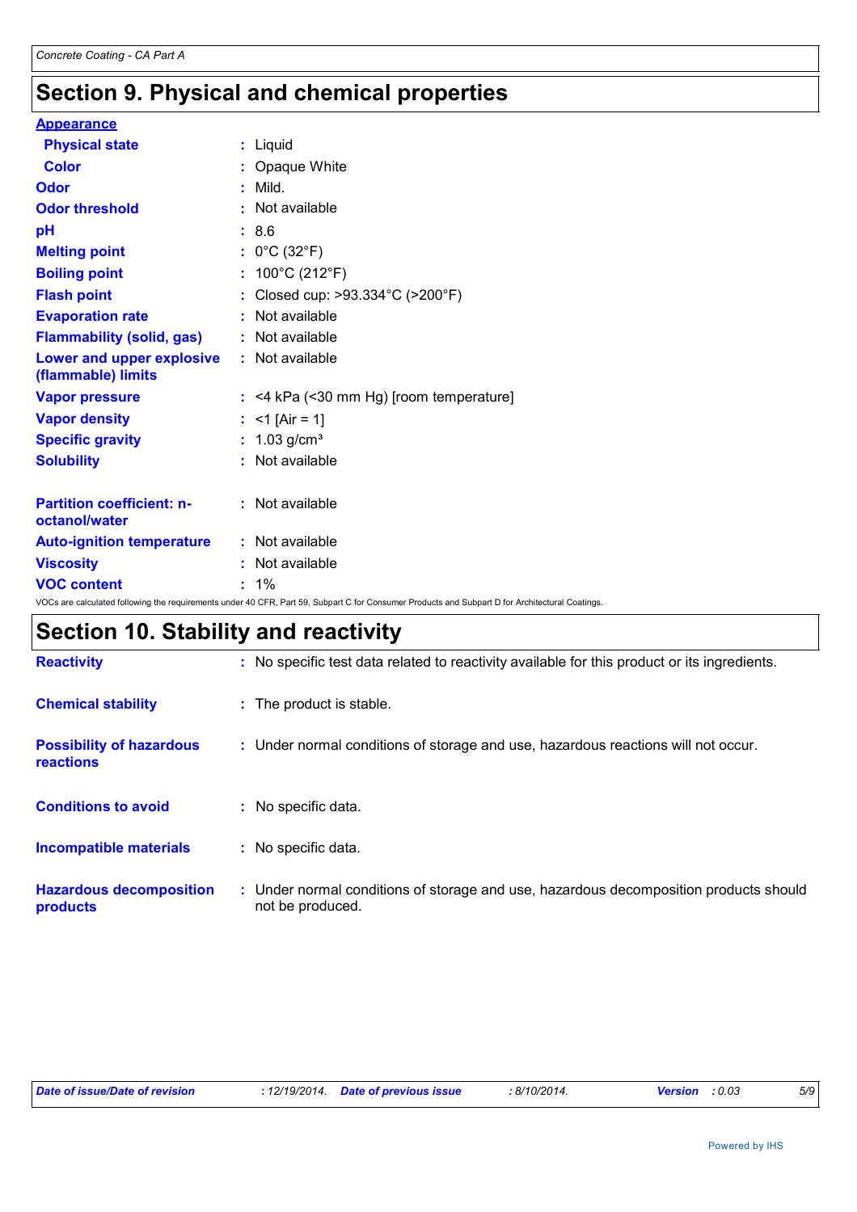## Section 9. Physical and chemical properties

**Appearance**

| | | |
|---|---|---|
| **Physical state** | : | Liquid |
| **Color** | : | Opaque White |
| **Odor** | : | Mild. |
| **Odor threshold** | : | Not available |
| **pH** | : | 8.6 |
| **Melting point** | : | 0°C (32°F) |
| **Boiling point** | : | 100°C (212°F) |
| **Flash point** | : | Closed cup: >93.334°C (>200°F) |
| **Evaporation rate** | : | Not available |
| **Flammability (solid, gas)** | : | Not available |
| **Lower and upper explosive (flammable) limits** | : | Not available |
| **Vapor pressure** | : | <4 kPa (<30 mm Hg) [room temperature] |
| **Vapor density** | : | <1 [Air = 1] |
| **Specific gravity** | : | 1.03 g/cm³ |
| **Solubility** | : | Not available |
| **Partition coefficient: n-octanol/water** | : | Not available |
| **Auto-ignition temperature** | : | Not available |
| **Viscosity** | : | Not available |
| **VOC content** | : | 1% |

VOCs are calculated following the requirements under 40 CFR, Part 59, Subpart C for Consumer Products and Subpart D for Architectural Coatings.

## Section 10. Stability and reactivity

| | | |
|---|---|---|
| **Reactivity** | : | No specific test data related to reactivity available for this product or its ingredients. |
| **Chemical stability** | : | The product is stable. |
| **Possibility of hazardous reactions** | : | Under normal conditions of storage and use, hazardous reactions will not occur. |
| **Conditions to avoid** | : | No specific data. |
| **Incompatible materials** | : | No specific data. |
| **Hazardous decomposition products** | : | Under normal conditions of storage and use, hazardous decomposition products should not be produced. |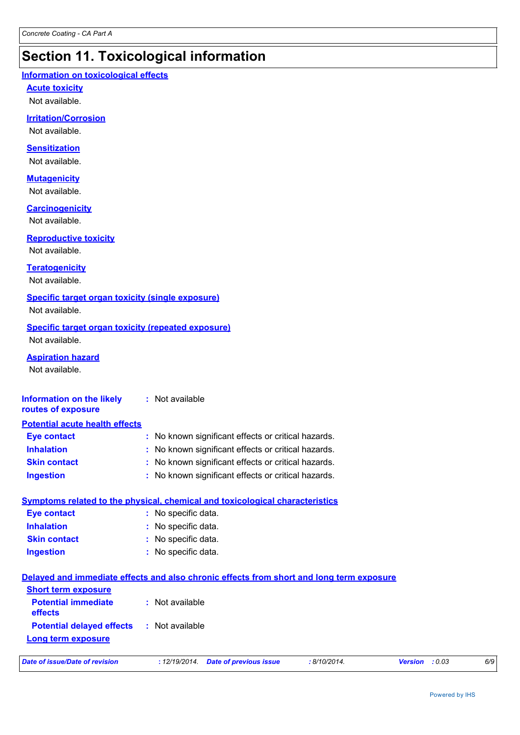# Section 11. Toxicological information

## Information on toxicological effects

### Acute toxicity

Not available.

### Irritation/Corrosion

Not available.

### Sensitization

Not available.

### Mutagenicity

Not available.

### Carcinogenicity

Not available.

### Reproductive toxicity

Not available.

### Teratogenicity

Not available.

### Specific target organ toxicity (single exposure)

Not available.

### Specific target organ toxicity (repeated exposure)

Not available.

### Aspiration hazard

Not available.

**Information on the likely routes of exposure** : Not available

## Potential acute health effects

**Eye contact** : No known significant effects or critical hazards.
**Inhalation** : No known significant effects or critical hazards.
**Skin contact** : No known significant effects or critical hazards.
**Ingestion** : No known significant effects or critical hazards.

## Symptoms related to the physical, chemical and toxicological characteristics

**Eye contact** : No specific data.
**Inhalation** : No specific data.
**Skin contact** : No specific data.
**Ingestion** : No specific data.

## Delayed and immediate effects and also chronic effects from short and long term exposure

### Short term exposure

**Potential immediate effects** : Not available
**Potential delayed effects** : Not available

### Long term exposure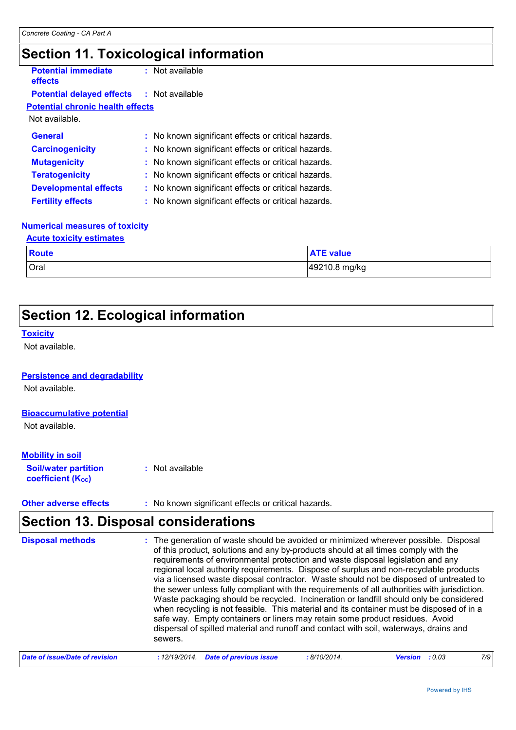# Section 11. Toxicological information

**Potential immediate effects** : Not available

**Potential delayed effects** : Not available

**Potential chronic health effects**

Not available.

**General** : No known significant effects or critical hazards.

**Carcinogenicity** : No known significant effects or critical hazards.

**Mutagenicity** : No known significant effects or critical hazards.

**Teratogenicity** : No known significant effects or critical hazards.

**Developmental effects** : No known significant effects or critical hazards.

**Fertility effects** : No known significant effects or critical hazards.

**Numerical measures of toxicity**

**Acute toxicity estimates**

| Route | ATE value |
|---|---|
| Oral | 49210.8 mg/kg |

# Section 12. Ecological information

**Toxicity**

Not available.

**Persistence and degradability**

Not available.

**Bioaccumulative potential**

Not available.

**Mobility in soil**

**Soil/water partition coefficient ($K_{OC}$)** : Not available

**Other adverse effects** : No known significant effects or critical hazards.

# Section 13. Disposal considerations

**Disposal methods** : The generation of waste should be avoided or minimized wherever possible. Disposal of this product, solutions and any by-products should at all times comply with the requirements of environmental protection and waste disposal legislation and any regional local authority requirements. Dispose of surplus and non-recyclable products via a licensed waste disposal contractor. Waste should not be disposed of untreated to the sewer unless fully compliant with the requirements of all authorities with jurisdiction. Waste packaging should be recycled. Incineration or landfill should only be considered when recycling is not feasible. This material and its container must be disposed of in a safe way. Empty containers or liners may retain some product residues. Avoid dispersal of spilled material and runoff and contact with soil, waterways, drains and sewers.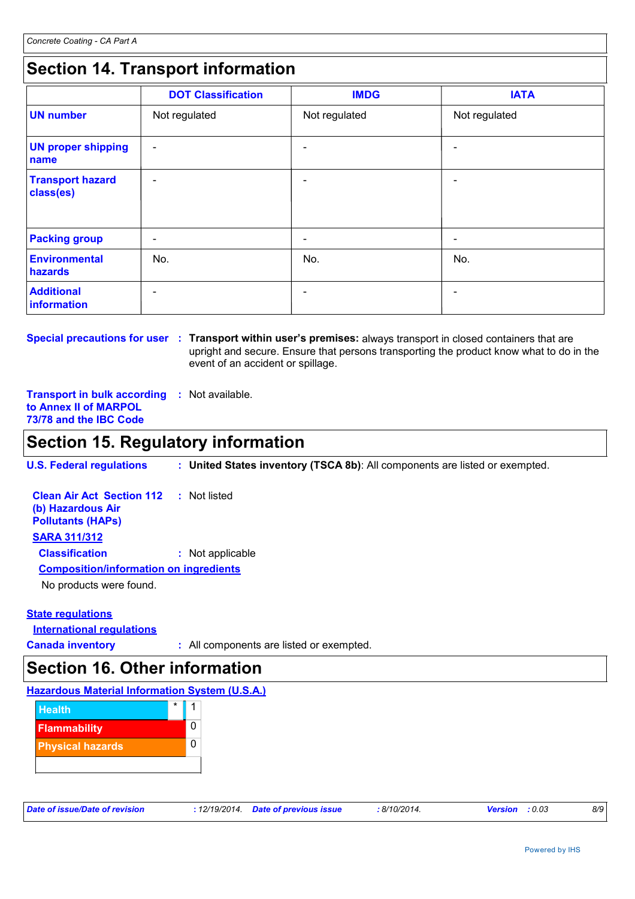## Section 14. Transport information

| | DOT Classification | IMDG | IATA |
|---|---|---|---|
| **UN number** | Not regulated | Not regulated | Not regulated |
| **UN proper shipping name** | - | - | - |
| **Transport hazard class(es)** | - | - | - |
| **Packing group** | - | - | - |
| **Environmental hazards** | No. | No. | No. |
| **Additional information** | - | - | - |

**Special precautions for user** : **Transport within user's premises:** always transport in closed containers that are upright and secure. Ensure that persons transporting the product know what to do in the event of an accident or spillage.

**Transport in bulk according to Annex II of MARPOL 73/78 and the IBC Code** : Not available.

## Section 15. Regulatory information

**U.S. Federal regulations** : **United States inventory (TSCA 8b)**: All components are listed or exempted.

**Clean Air Act Section 112 (b) Hazardous Air Pollutants (HAPs)** : Not listed

**SARA 311/312**

**Classification** : Not applicable

**Composition/information on ingredients**

No products were found.

**State regulations**

**International regulations**

**Canada inventory** : All components are listed or exempted.

## Section 16. Other information

**Hazardous Material Information System (U.S.A.)**

| | | |
|---|---|---|
| Health | * | 1 |
| Flammability | | 0 |
| Physical hazards | | 0 |

*Date of issue/Date of revision* : 12/19/2014. *Date of previous issue* : 8/10/2014. *Version* : 0.03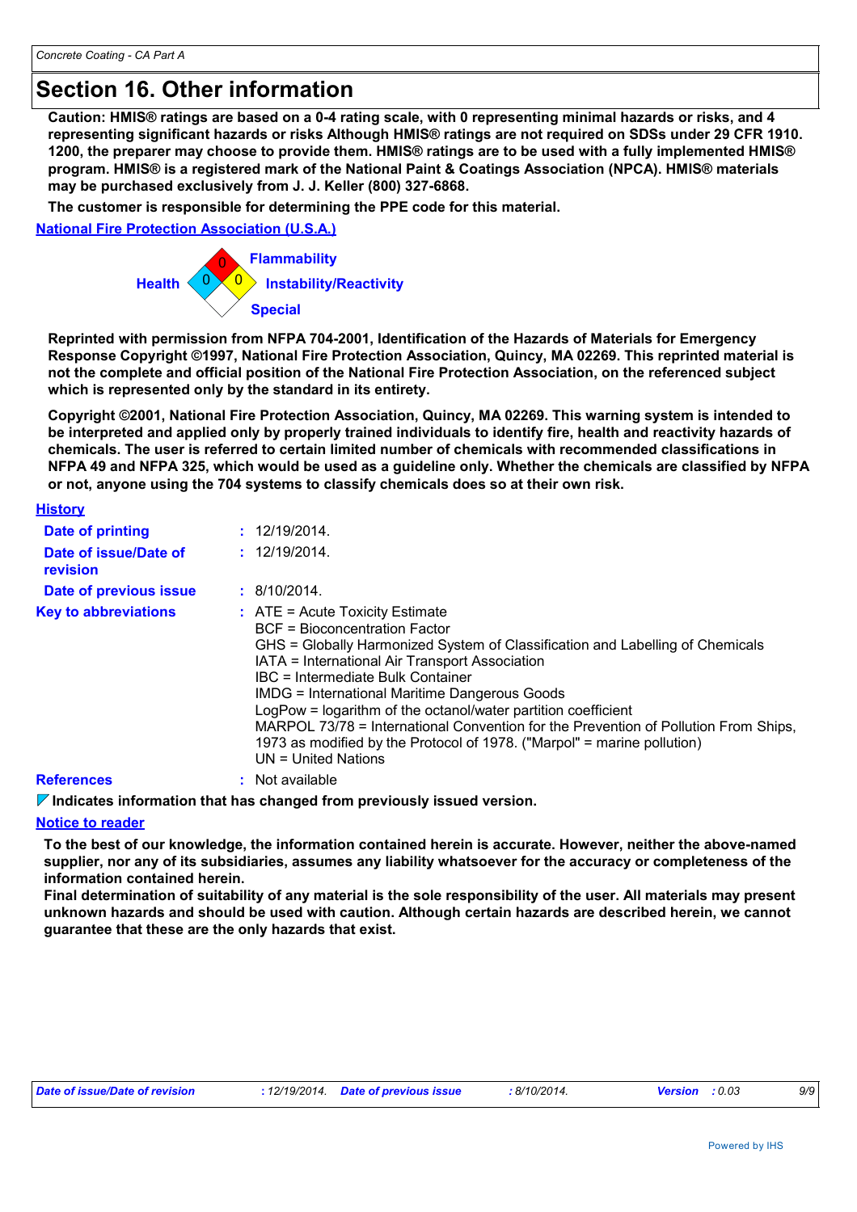# Section 16. Other information

**Caution: HMIS® ratings are based on a 0-4 rating scale, with 0 representing minimal hazards or risks, and 4 representing significant hazards or risks Although HMIS® ratings are not required on SDSs under 29 CFR 1910. 1200, the preparer may choose to provide them. HMIS® ratings are to be used with a fully implemented HMIS® program. HMIS® is a registered mark of the National Paint & Coatings Association (NPCA). HMIS® materials may be purchased exclusively from J. J. Keller (800) 327-6868.**

**The customer is responsible for determining the PPE code for this material.**

**National Fire Protection Association (U.S.A.)**

Flammability: 0
Health: 0
Instability/Reactivity: 0
Special

**Reprinted with permission from NFPA 704-2001, Identification of the Hazards of Materials for Emergency Response Copyright ©1997, National Fire Protection Association, Quincy, MA 02269. This reprinted material is not the complete and official position of the National Fire Protection Association, on the referenced subject which is represented only by the standard in its entirety.**

**Copyright ©2001, National Fire Protection Association, Quincy, MA 02269. This warning system is intended to be interpreted and applied only by properly trained individuals to identify fire, health and reactivity hazards of chemicals. The user is referred to certain limited number of chemicals with recommended classifications in NFPA 49 and NFPA 325, which would be used as a guideline only. Whether the chemicals are classified by NFPA or not, anyone using the 704 systems to classify chemicals does so at their own risk.**

**History**

| | |
|---|---|
| **Date of printing** | 12/19/2014. |
| **Date of issue/Date of revision** | 12/19/2014. |
| **Date of previous issue** | 8/10/2014. |
| **Key to abbreviations** | ATE = Acute Toxicity Estimate<br>BCF = Bioconcentration Factor<br>GHS = Globally Harmonized System of Classification and Labelling of Chemicals<br>IATA = International Air Transport Association<br>IBC = Intermediate Bulk Container<br>IMDG = International Maritime Dangerous Goods<br>LogPow = logarithm of the octanol/water partition coefficient<br>MARPOL 73/78 = International Convention for the Prevention of Pollution From Ships, 1973 as modified by the Protocol of 1978. ("Marpol" = marine pollution)<br>UN = United Nations |
| **References** | Not available |

**Indicates information that has changed from previously issued version.**

**Notice to reader**

**To the best of our knowledge, the information contained herein is accurate. However, neither the above-named supplier, nor any of its subsidiaries, assumes any liability whatsoever for the accuracy or completeness of the information contained herein.**
**Final determination of suitability of any material is the sole responsibility of the user. All materials may present unknown hazards and should be used with caution. Although certain hazards are described herein, we cannot guarantee that these are the only hazards that exist.**